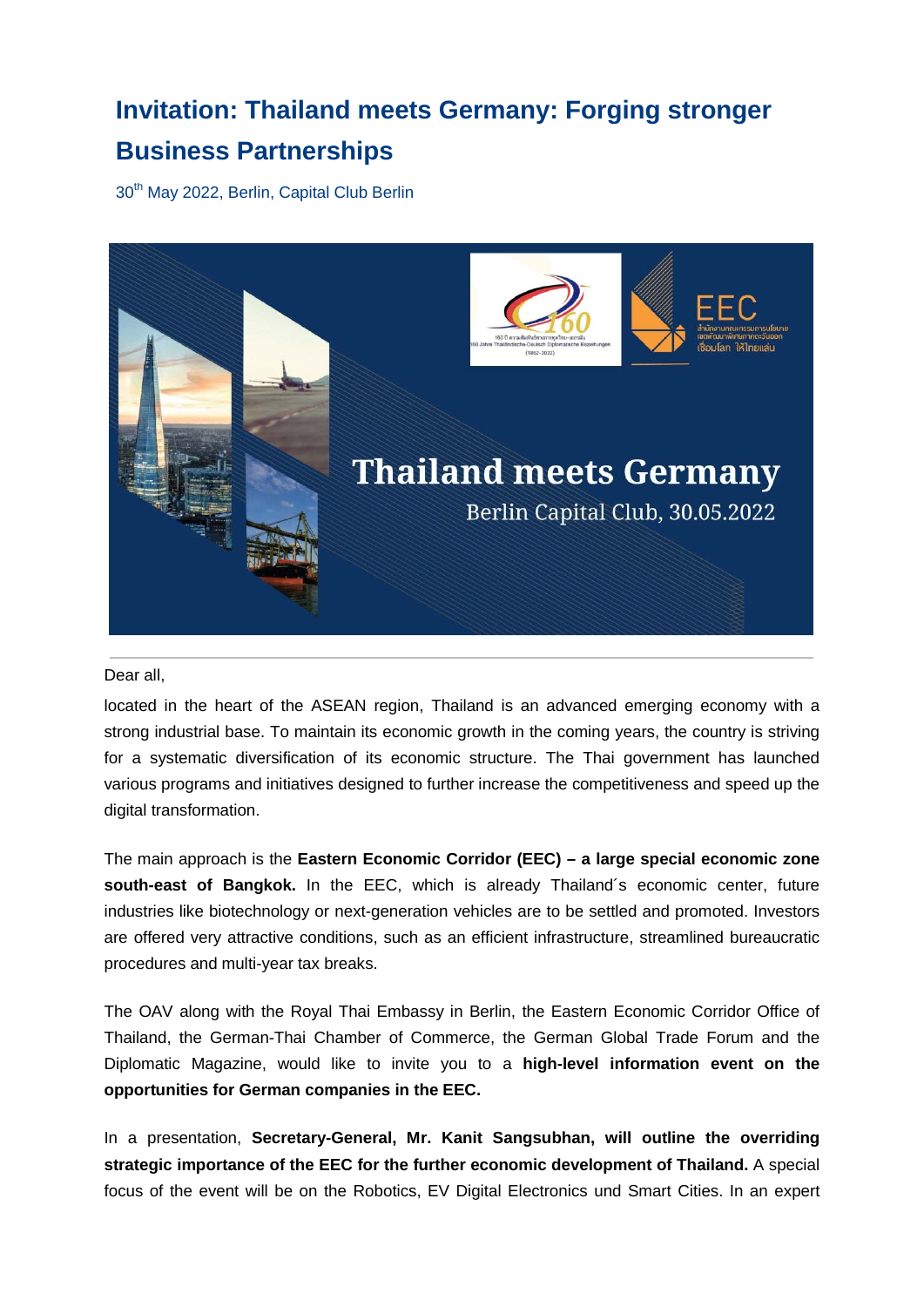# Invitation: Thailand meets Germany: Forging stronger Business Partnerships

30th May 2022, Berlin, Capital Club Berlin

Dear all,

located in the heart of the ASEAN region, Thailand is an advanced emerging economy with a strong industrial base. To maintain its economic growth in the coming years, the country is striving for a systematic diversification of its economic structure. The Thai government has launched various programs and initiatives designed to further increase the competitiveness and speed up the digital transformation.

The main approach is the **Eastern Economic Corridor (EEC) – a large special economic zone south-east of Bangkok.** In the EEC, which is already Thailand´s economic center, future industries like biotechnology or next-generation vehicles are to be settled and promoted. Investors are offered very attractive conditions, such as an efficient infrastructure, streamlined bureaucratic procedures and multi-year tax breaks.

The OAV along with the Royal Thai Embassy in Berlin, the Eastern Economic Corridor Office of Thailand, the German-Thai Chamber of Commerce, the German Global Trade Forum and the Diplomatic Magazine, would like to invite you to a **high-level information event on the opportunities for German companies in the EEC.**

In a presentation, **Secretary-General, Mr. Kanit Sangsubhan, will outline the overriding strategic importance of the EEC for the further economic development of Thailand.** A special focus of the event will be on the Robotics, EV Digital Electronics und Smart Cities. In an expert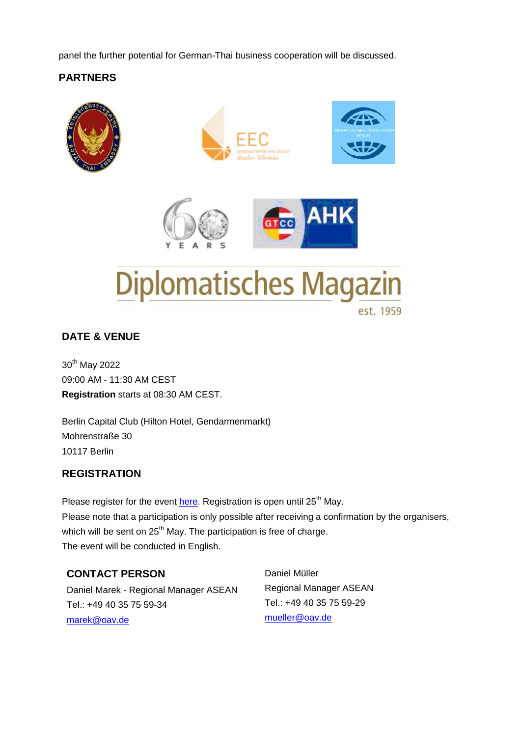panel the further potential for German-Thai business cooperation will be discussed.

## PARTNERS

## DATE & VENUE

30th May 2022
09:00 AM - 11:30 AM CEST
**Registration** starts at 08:30 AM CEST.

Berlin Capital Club (Hilton Hotel, Gendarmenmarkt)
Mohrenstraße 30
10117 Berlin

## REGISTRATION

Please register for the event here. Registration is open until 25th May.
Please note that a participation is only possible after receiving a confirmation by the organisers, which will be sent on 25th May. The participation is free of charge.
The event will be conducted in English.

## CONTACT PERSON

Daniel Marek - Regional Manager ASEAN
Tel.: +49 40 35 75 59-34
marek@oav.de

Daniel Müller
Regional Manager ASEAN
Tel.: +49 40 35 75 59-29
mueller@oav.de